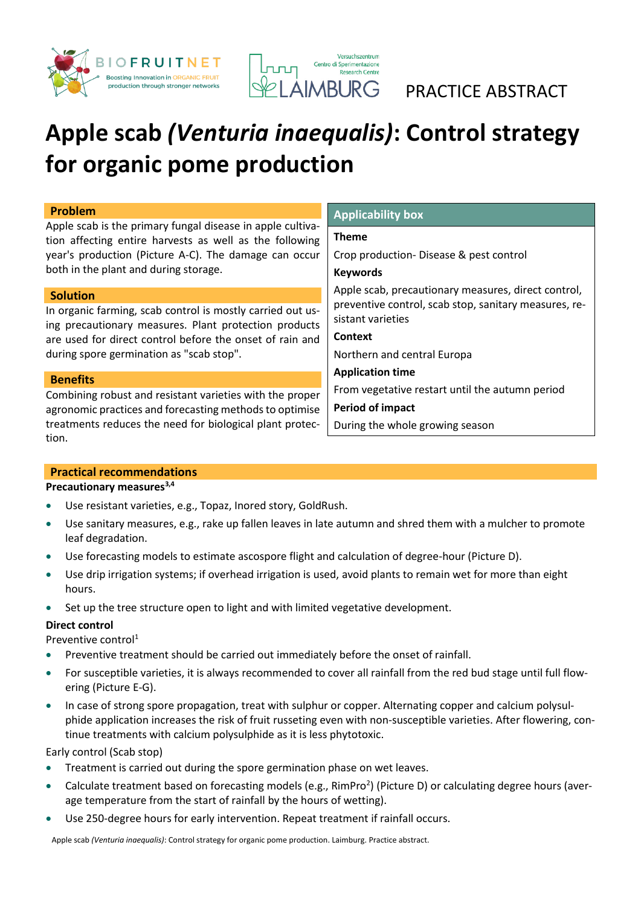PRACTICE ABSTRACT

# Apple scab *(Venturia inaequalis)*: Control strategy for organic pome production

## Problem

Apple scab is the primary fungal disease in apple cultivation affecting entire harvests as well as the following year's production (Picture A-C). The damage can occur both in the plant and during storage.

## Solution

In organic farming, scab control is mostly carried out using precautionary measures. Plant protection products are used for direct control before the onset of rain and during spore germination as "scab stop".

## Benefits

Combining robust and resistant varieties with the proper agronomic practices and forecasting methods to optimise treatments reduces the need for biological plant protection.

## Applicability box

**Theme**

Crop production- Disease & pest control

**Keywords**

Apple scab, precautionary measures, direct control, preventive control, scab stop, sanitary measures, resistant varieties

**Context**

Northern and central Europa

**Application time**

From vegetative restart until the autumn period

**Period of impact**

During the whole growing season

## Practical recommendations

**Precautionary measures**[3,4]

- Use resistant varieties, e.g., Topaz, Inored story, GoldRush.
- Use sanitary measures, e.g., rake up fallen leaves in late autumn and shred them with a mulcher to promote leaf degradation.
- Use forecasting models to estimate ascospore flight and calculation of degree-hour (Picture D).
- Use drip irrigation systems; if overhead irrigation is used, avoid plants to remain wet for more than eight hours.
- Set up the tree structure open to light and with limited vegetative development.

**Direct control**

Preventive control[1]

- Preventive treatment should be carried out immediately before the onset of rainfall.
- For susceptible varieties, it is always recommended to cover all rainfall from the red bud stage until full flowering (Picture E-G).
- In case of strong spore propagation, treat with sulphur or copper. Alternating copper and calcium polysulphide application increases the risk of fruit russeting even with non-susceptible varieties. After flowering, continue treatments with calcium polysulphide as it is less phytotoxic.

Early control (Scab stop)

- Treatment is carried out during the spore germination phase on wet leaves.
- Calculate treatment based on forecasting models (e.g., RimPro[2]) (Picture D) or calculating degree hours (average temperature from the start of rainfall by the hours of wetting).
- Use 250-degree hours for early intervention. Repeat treatment if rainfall occurs.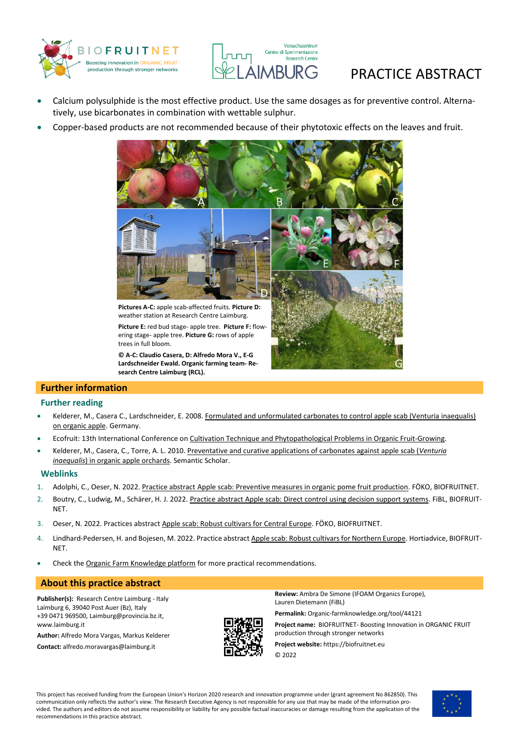- Calcium polysulphide is the most effective product. Use the same dosages as for preventive control. Alternatively, use bicarbonates in combination with wettable sulphur.
- Copper-based products are not recommended because of their phytotoxic effects on the leaves and fruit.

**Pictures A-C:** apple scab-affected fruits. **Picture D:** weather station at Research Centre Laimburg.

**Picture E:** red bud stage- apple tree. **Picture F:** flowering stage- apple tree. **Picture G:** rows of apple trees in full bloom.

**© A-C: Claudio Casera, D: Alfredo Mora V., E-G Lardschneider Ewald. Organic farming team- Research Centre Laimburg (RCL).**

## Further information

### Further reading

- Kelderer, M., Casera C., Lardschneider, E. 2008. Formulated and unformulated carbonates to control apple scab (Venturia inaequalis) on organic apple. Germany.
- Ecofruit: 13th International Conference on Cultivation Technique and Phytopathological Problems in Organic Fruit-Growing.
- Kelderer, M., Casera, C., Torre, A. L. 2010. Preventative and curative applications of carbonates against apple scab (*Venturia inaequalis*) in organic apple orchards. Semantic Scholar.

### Weblinks

1. Adolphi, C., Oeser, N. 2022. Practice abstract Apple scab: Preventive measures in organic pome fruit production. FÖKO, BIOFRUITNET.
2. Boutry, C., Ludwig, M., Schärer, H. J. 2022. Practice abstract Apple scab: Direct control using decision support systems. FiBL, BIOFRUITNET.
3. Oeser, N. 2022. Practices abstract Apple scab: Robust cultivars for Central Europe. FÖKO, BIOFRUITNET.
4. Lindhard-Pedersen, H. and Bojesen, M. 2022. Practice abstract Apple scab: Robust cultivars for Northern Europe. Hortiadvice, BIOFRUITNET.

- Check the Organic Farm Knowledge platform for more practical recommendations.

## About this practice abstract

**Publisher(s):** Research Centre Laimburg - Italy
Laimburg 6, 39040 Post Auer (Bz), Italy
+39 0471 969500, Laimburg@provincia.bz.it, www.laimburg.it

**Author:** Alfredo Mora Vargas, Markus Kelderer

**Contact:** alfredo.moravargas@laimburg.it

**Review:** Ambra De Simone (IFOAM Organics Europe), Lauren Dietemann (FiBL)

**Permalink:** Organic-farmknowledge.org/tool/44121

**Project name:** BIOFRUITNET- Boosting Innovation in ORGANIC FRUIT production through stronger networks

**Project website:** https://biofruitnet.eu

© 2022

This project has received funding from the European Union's Horizon 2020 research and innovation programme under (grant agreement No 862850). This communication only reflects the author's view. The Research Executive Agency is not responsible for any use that may be made of the information provided. The authors and editors do not assume responsibility or liability for any possible factual inaccuracies or damage resulting from the application of the recommendations in this practice abstract.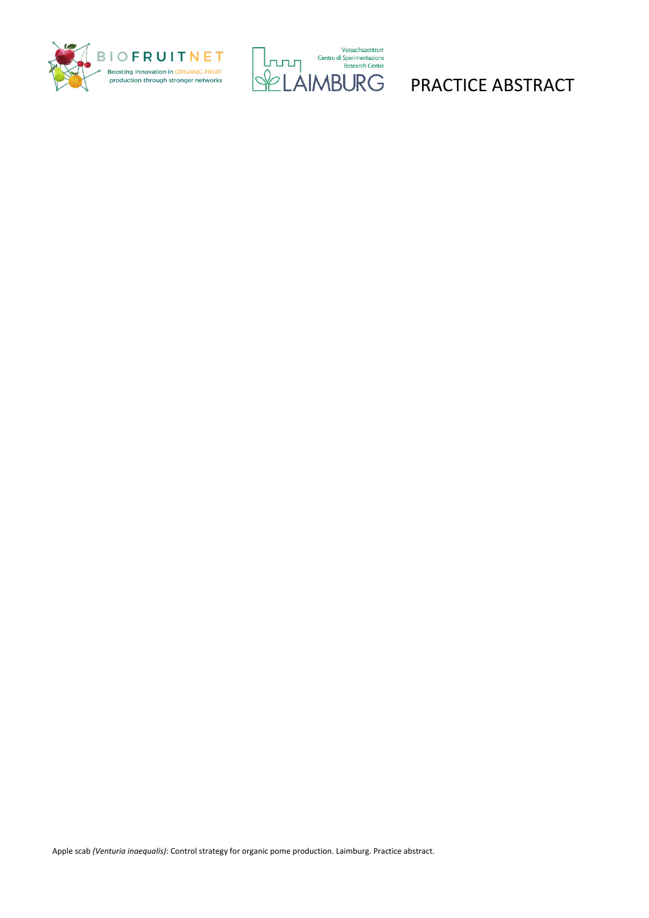PRACTICE ABSTRACT

Apple scab *(Venturia inaequalis)*: Control strategy for organic pome production. Laimburg. Practice abstract.